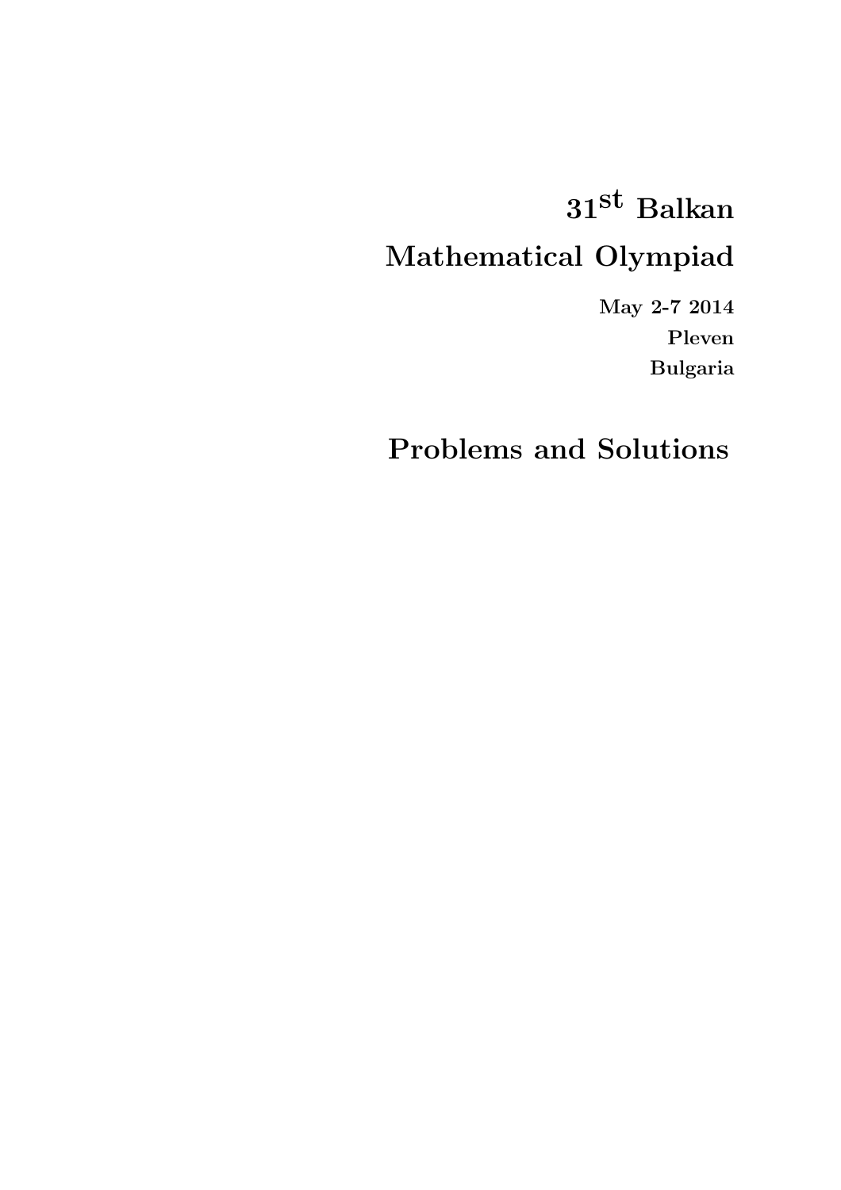# $31^{\text{st}}$ Balkan Mathematical Olympiad

**May 2-7 2014**
**Pleven**
**Bulgaria**

# Problems and Solutions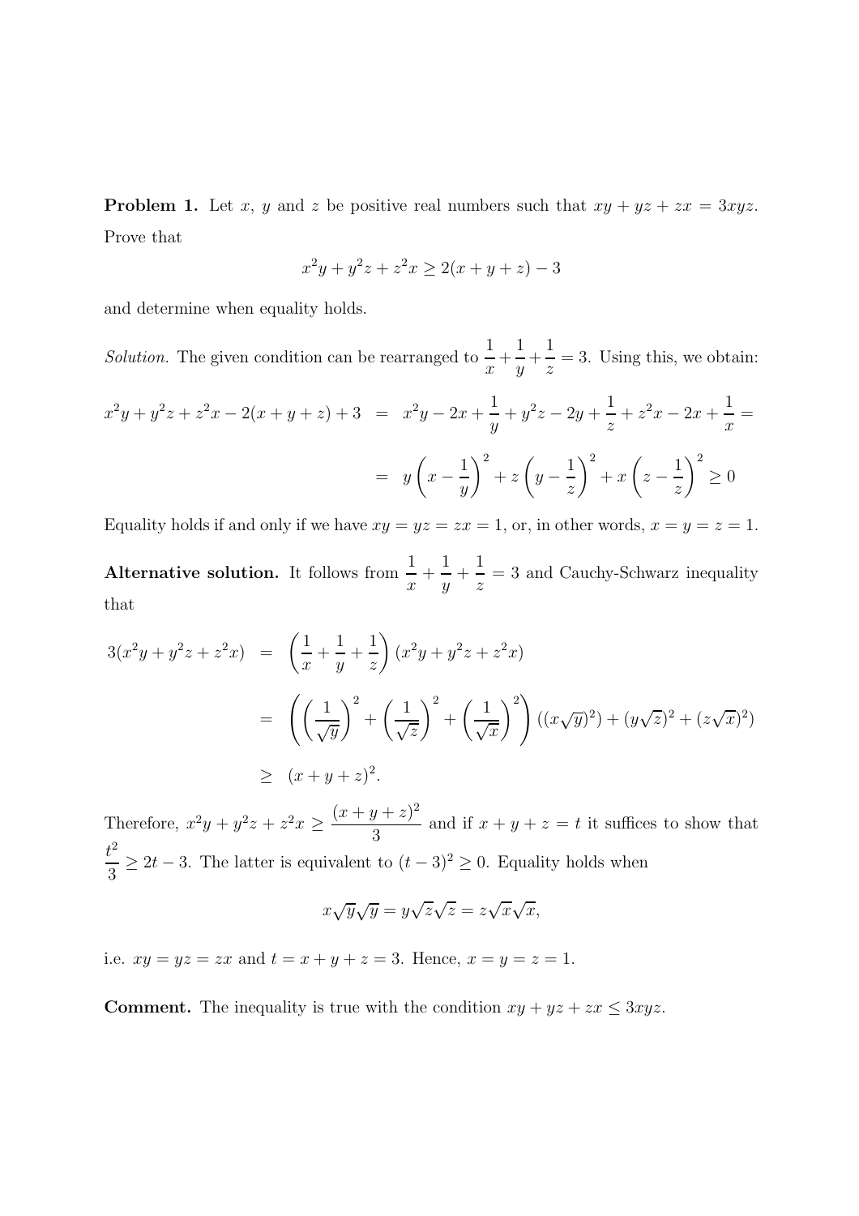**Problem 1.** Let $x$, $y$ and $z$ be positive real numbers such that $xy + yz + zx = 3xyz$. Prove that

$$x^2y + y^2z + z^2x \geq 2(x + y + z) - 3$$

and determine when equality holds.

*Solution.* The given condition can be rearranged to $\dfrac{1}{x} + \dfrac{1}{y} + \dfrac{1}{z} = 3$. Using this, we obtain:

$$\begin{aligned}
x^2y + y^2z + z^2x - 2(x + y + z) + 3 &= x^2y - 2x + \frac{1}{y} + y^2z - 2y + \frac{1}{z} + z^2x - 2x + \frac{1}{x} = \\
&= y\left(x - \frac{1}{y}\right)^2 + z\left(y - \frac{1}{z}\right)^2 + x\left(z - \frac{1}{z}\right)^2 \geq 0
\end{aligned}$$

Equality holds if and only if we have $xy = yz = zx = 1$, or, in other words, $x = y = z = 1$.

**Alternative solution.** It follows from $\dfrac{1}{x} + \dfrac{1}{y} + \dfrac{1}{z} = 3$ and Cauchy-Schwarz inequality that

$$\begin{aligned}
3(x^2y + y^2z + z^2x) &= \left(\frac{1}{x} + \frac{1}{y} + \frac{1}{z}\right)(x^2y + y^2z + z^2x) \\
&= \left(\left(\frac{1}{\sqrt{y}}\right)^2 + \left(\frac{1}{\sqrt{z}}\right)^2 + \left(\frac{1}{\sqrt{x}}\right)^2\right)((x\sqrt{y})^2) + (y\sqrt{z})^2 + (z\sqrt{x})^2) \\
&\geq (x + y + z)^2.
\end{aligned}$$

Therefore, $x^2y + y^2z + z^2x \geq \dfrac{(x + y + z)^2}{3}$ and if $x + y + z = t$ it suffices to show that $\dfrac{t^2}{3} \geq 2t - 3$. The latter is equivalent to $(t - 3)^2 \geq 0$. Equality holds when

$$x\sqrt{y}\sqrt{y} = y\sqrt{z}\sqrt{z} = z\sqrt{x}\sqrt{x},$$

i.e. $xy = yz = zx$ and $t = x + y + z = 3$. Hence, $x = y = z = 1$.

**Comment.** The inequality is true with the condition $xy + yz + zx \leq 3xyz$.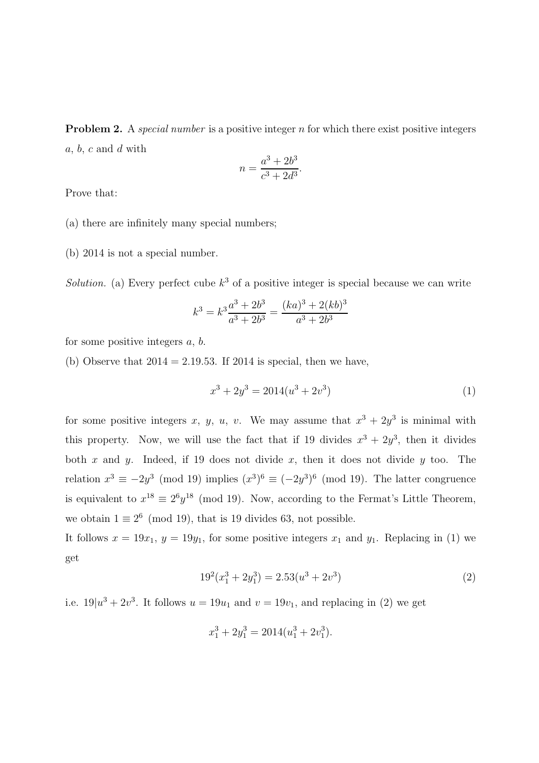**Problem 2.** A *special number* is a positive integer $n$ for which there exist positive integers $a$, $b$, $c$ and $d$ with

$$n = \frac{a^3 + 2b^3}{c^3 + 2d^3}.$$

Prove that:

(a) there are infinitely many special numbers;

(b) 2014 is not a special number.

*Solution.* (a) Every perfect cube $k^3$ of a positive integer is special because we can write

$$k^3 = k^3 \frac{a^3 + 2b^3}{a^3 + 2b^3} = \frac{(ka)^3 + 2(kb)^3}{a^3 + 2b^3}$$

for some positive integers $a$, $b$.

(b) Observe that $2014 = 2.19.53$. If 2014 is special, then we have,

$$x^3 + 2y^3 = 2014(u^3 + 2v^3) \tag{1}$$

for some positive integers $x$, $y$, $u$, $v$. We may assume that $x^3 + 2y^3$ is minimal with this property. Now, we will use the fact that if 19 divides $x^3 + 2y^3$, then it divides both $x$ and $y$. Indeed, if 19 does not divide $x$, then it does not divide $y$ too. The relation $x^3 \equiv -2y^3 \pmod{19}$ implies $(x^3)^6 \equiv (-2y^3)^6 \pmod{19}$. The latter congruence is equivalent to $x^{18} \equiv 2^6 y^{18} \pmod{19}$. Now, according to the Fermat's Little Theorem, we obtain $1 \equiv 2^6 \pmod{19}$, that is 19 divides 63, not possible.

It follows $x = 19x_1$, $y = 19y_1$, for some positive integers $x_1$ and $y_1$. Replacing in (1) we get

$$19^2(x_1^3 + 2y_1^3) = 2.53(u^3 + 2v^3) \tag{2}$$

i.e. $19 | u^3 + 2v^3$. It follows $u = 19u_1$ and $v = 19v_1$, and replacing in (2) we get

$$x_1^3 + 2y_1^3 = 2014(u_1^3 + 2v_1^3).$$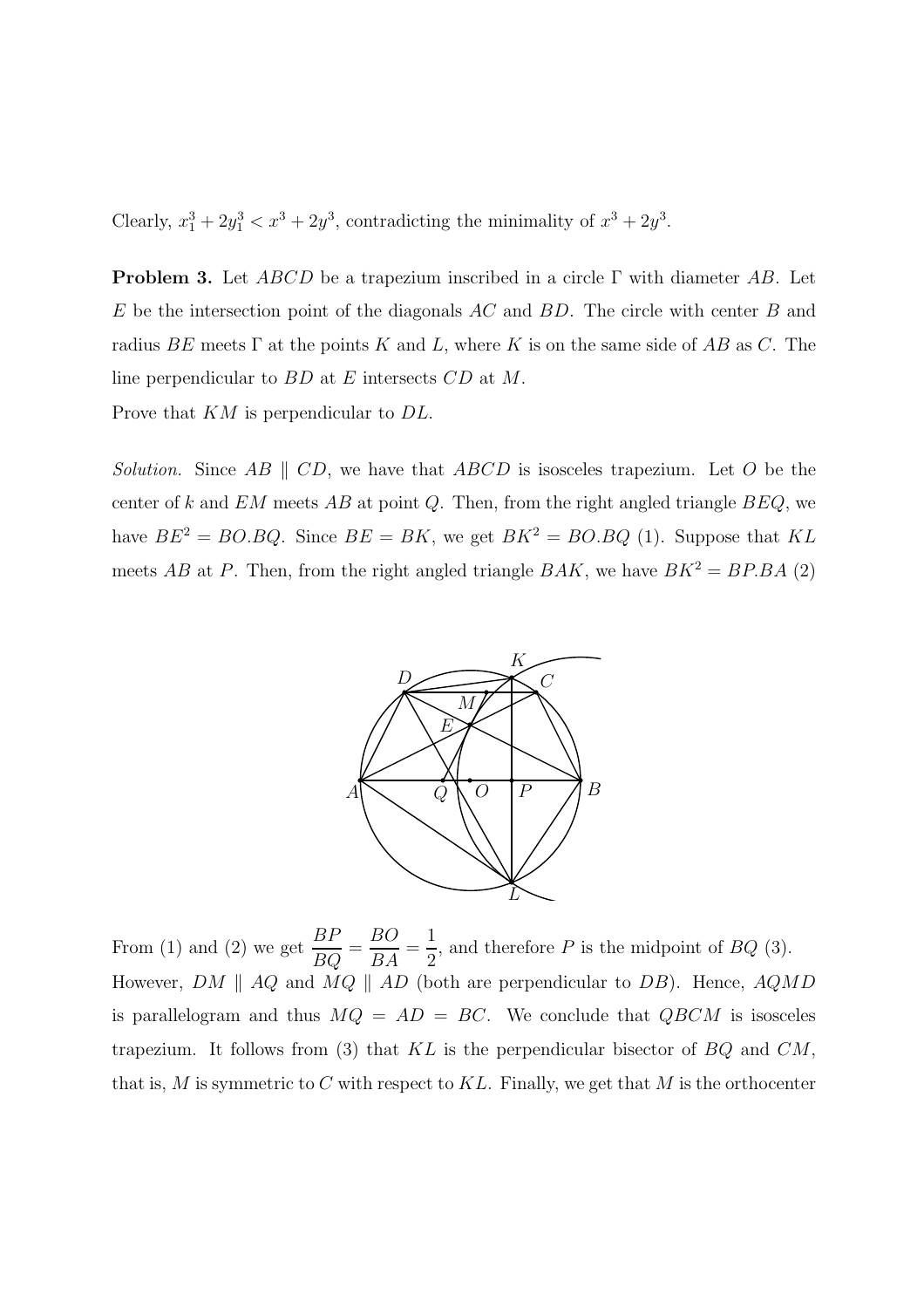Clearly, $x_1^3 + 2y_1^3 < x^3 + 2y^3$, contradicting the minimality of $x^3 + 2y^3$.

**Problem 3.** Let $ABCD$ be a trapezium inscribed in a circle $\Gamma$ with diameter $AB$. Let $E$ be the intersection point of the diagonals $AC$ and $BD$. The circle with center $B$ and radius $BE$ meets $\Gamma$ at the points $K$ and $L$, where $K$ is on the same side of $AB$ as $C$. The line perpendicular to $BD$ at $E$ intersects $CD$ at $M$.
Prove that $KM$ is perpendicular to $DL$.

*Solution.* Since $AB \parallel CD$, we have that $ABCD$ is isosceles trapezium. Let $O$ be the center of $k$ and $EM$ meets $AB$ at point $Q$. Then, from the right angled triangle $BEQ$, we have $BE^2 = BO.BQ$. Since $BE = BK$, we get $BK^2 = BO.BQ$ (1). Suppose that $KL$ meets $AB$ at $P$. Then, from the right angled triangle $BAK$, we have $BK^2 = BP.BA$ (2)

From (1) and (2) we get $\dfrac{BP}{BQ} = \dfrac{BO}{BA} = \dfrac{1}{2}$, and therefore $P$ is the midpoint of $BQ$ (3).
However, $DM \parallel AQ$ and $MQ \parallel AD$ (both are perpendicular to $DB$). Hence, $AQMD$ is parallelogram and thus $MQ = AD = BC$. We conclude that $QBCM$ is isosceles trapezium. It follows from (3) that $KL$ is the perpendicular bisector of $BQ$ and $CM$, that is, $M$ is symmetric to $C$ with respect to $KL$. Finally, we get that $M$ is the orthocenter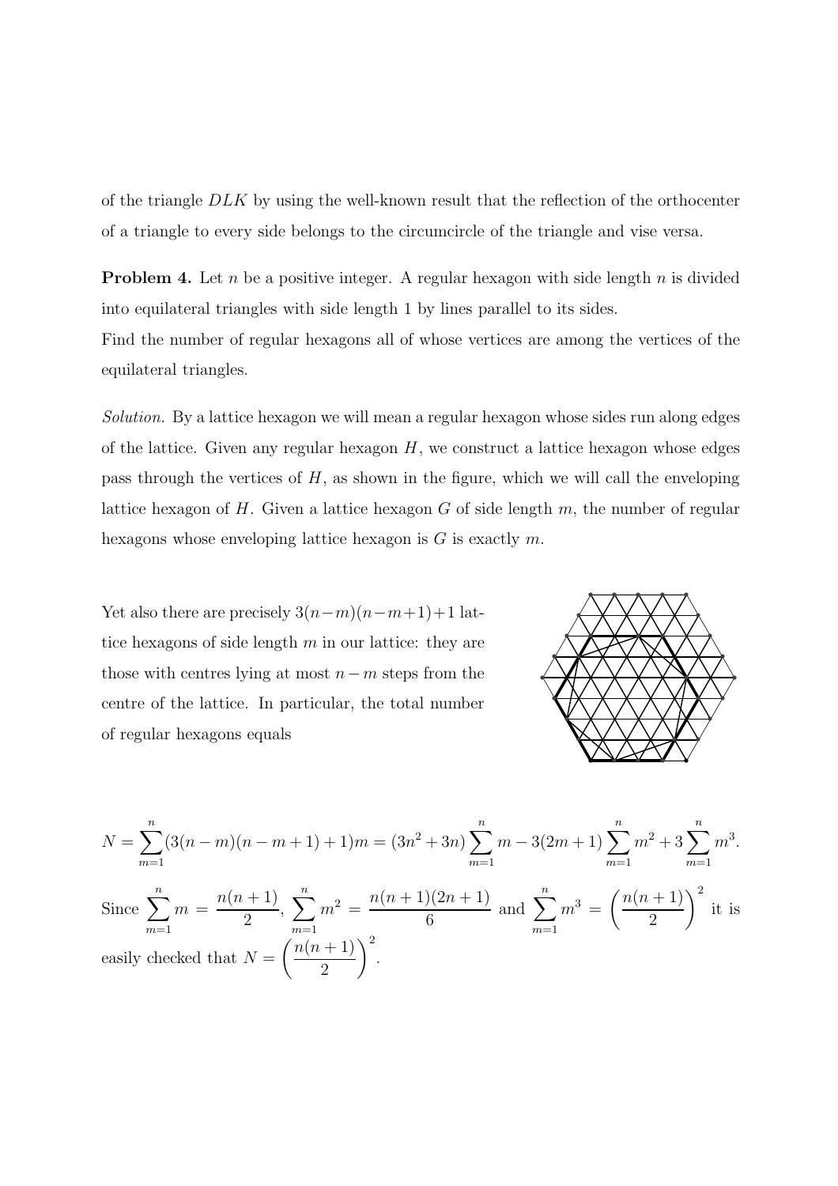of the triangle $DLK$ by using the well-known result that the reflection of the orthocenter of a triangle to every side belongs to the circumcircle of the triangle and vise versa.

**Problem 4.** Let $n$ be a positive integer. A regular hexagon with side length $n$ is divided into equilateral triangles with side length 1 by lines parallel to its sides.
Find the number of regular hexagons all of whose vertices are among the vertices of the equilateral triangles.

*Solution.* By a lattice hexagon we will mean a regular hexagon whose sides run along edges of the lattice. Given any regular hexagon $H$, we construct a lattice hexagon whose edges pass through the vertices of $H$, as shown in the figure, which we will call the enveloping lattice hexagon of $H$. Given a lattice hexagon $G$ of side length $m$, the number of regular hexagons whose enveloping lattice hexagon is $G$ is exactly $m$.

Yet also there are precisely $3(n-m)(n-m+1)+1$ lattice hexagons of side length $m$ in our lattice: they are those with centres lying at most $n-m$ steps from the centre of the lattice. In particular, the total number of regular hexagons equals

$$N = \sum_{m=1}^{n}(3(n-m)(n-m+1)+1)m = (3n^2+3n)\sum_{m=1}^{n} m - 3(2m+1)\sum_{m=1}^{n} m^2 + 3\sum_{m=1}^{n} m^3.$$

Since $\sum_{m=1}^{n} m = \frac{n(n+1)}{2}$, $\sum_{m=1}^{n} m^2 = \frac{n(n+1)(2n+1)}{6}$ and $\sum_{m=1}^{n} m^3 = \left(\frac{n(n+1)}{2}\right)^2$ it is easily checked that $N = \left(\frac{n(n+1)}{2}\right)^2$.